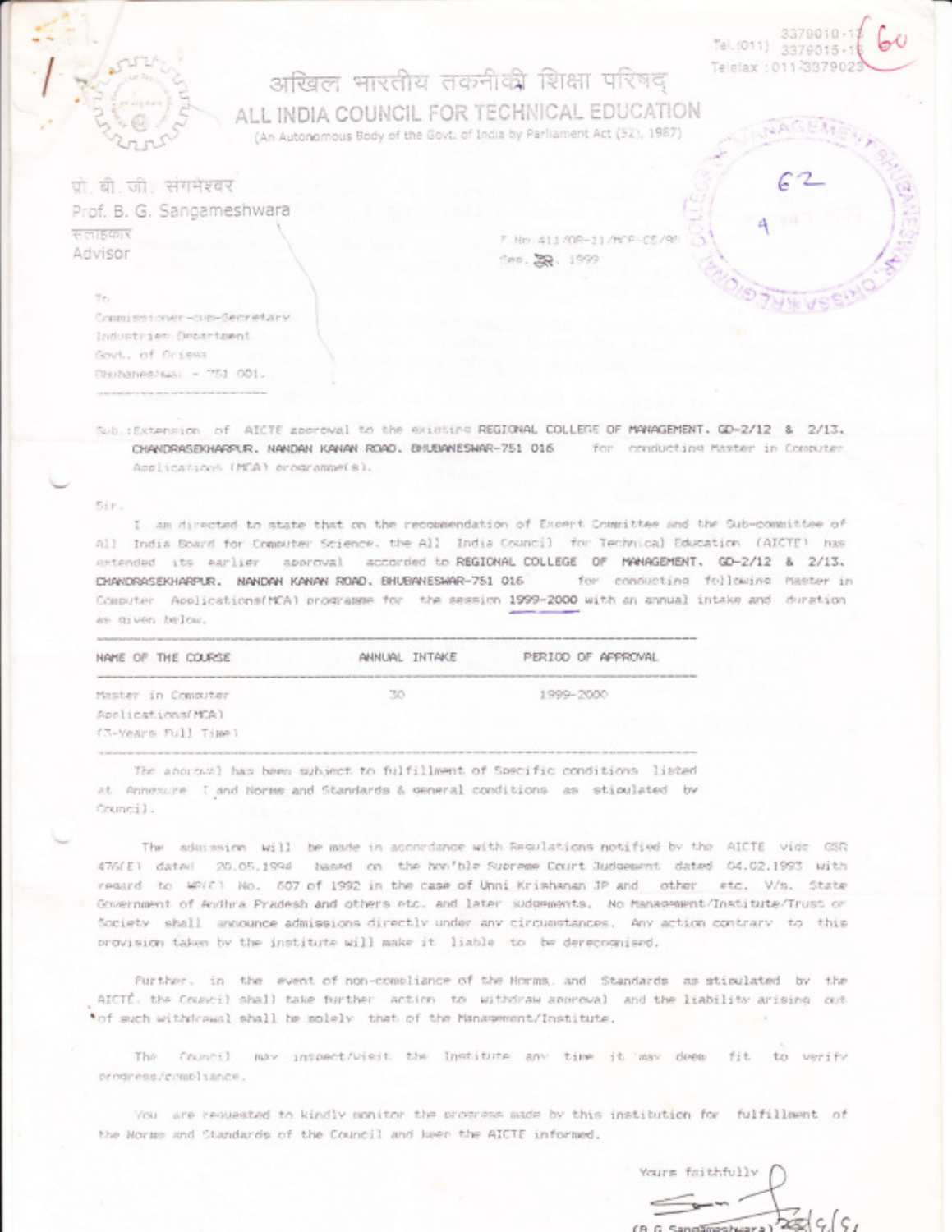Tel.(011) 3379010-12
3379015-16
Telefax : 011-3379023

# अखिल भारतीय तकनीकी शिक्षा परिषद्
# ALL INDIA COUNCIL FOR TECHNICAL EDUCATION

(An Autonomous Body of the Govt. of India by Parliament Act (52), 1987)

प्रो. बी. जी. संगमेश्वर
Prof. B. G. Sangameshwara
सलाहकार
Advisor

F.No. 411/OR-11/MCP-CE/99
dated 29. 1999

To
Commissioner-cum-Secretary
Industries Department
Govt. of Orissa
Bhubaneswar - 751 001.

Sub.:Extension of AICTE approval to the existing REGIONAL COLLEGE OF MANAGEMENT, GD-2/12 & 2/13, CHANDRASEKHARPUR, NANDAN KANAN ROAD, BHUBANESWAR-751 016 for conducting Master in Computer Applications (MCA) programme(s).

Sir,

I am directed to state that on the recommendation of Expert Committee and the Sub-committee of All India Board for Computer Science, the All India Council for Technical Education (AICTE) has extended its earlier approval accorded to REGIONAL COLLEGE OF MANAGEMENT, GD-2/12 & 2/13, CHANDRASEKHARPUR, NANDAN KANAN ROAD, BHUBANESWAR-751 016 for conducting following Master in Computer Applications(MCA) programme for the session 1999-2000 with an annual intake and duration as given below.

| NAME OF THE COURSE | ANNUAL INTAKE | PERIOD OF APPROVAL |
|---|---|---|
| Master in Computer Applications(MCA) (3-Years Full Time) | 30 | 1999-2000 |

The approval has been subject to fulfillment of Specific conditions listed at Annexure I and Norms and Standards & general conditions as stipulated by Council.

The admission will be made in accordance with Regulations notified by the AICTE vide GSR 476(E) dated 20.05.1994 based on the hon'ble Supreme Court Judgement dated 04.02.1993 with regard to WP(C) No. 607 of 1992 in the case of Unni Krishnan JP and other etc. V/s. State Government of Andhra Pradesh and others etc. and later judgements. No Management/Institute/Trust or Society shall announce admissions directly under any circumstances. Any action contrary to this provision taken by the institute will make it liable to be derecognised.

Further, in the event of non-compliance of the Norms and Standards as stipulated by the AICTE, the Council shall take further action to withdraw approval and the liability arising out of such withdrawal shall be solely that of the Management/Institute.

The Council may inspect/visit the Institute any time it may deem fit to verify progress/compliance.

You are requested to kindly monitor the progress made by this institution for fulfillment of the Norms and Standards of the Council and keep the AICTE informed.

Yours faithfully

(B.G.Sangameshwara) 29/5/99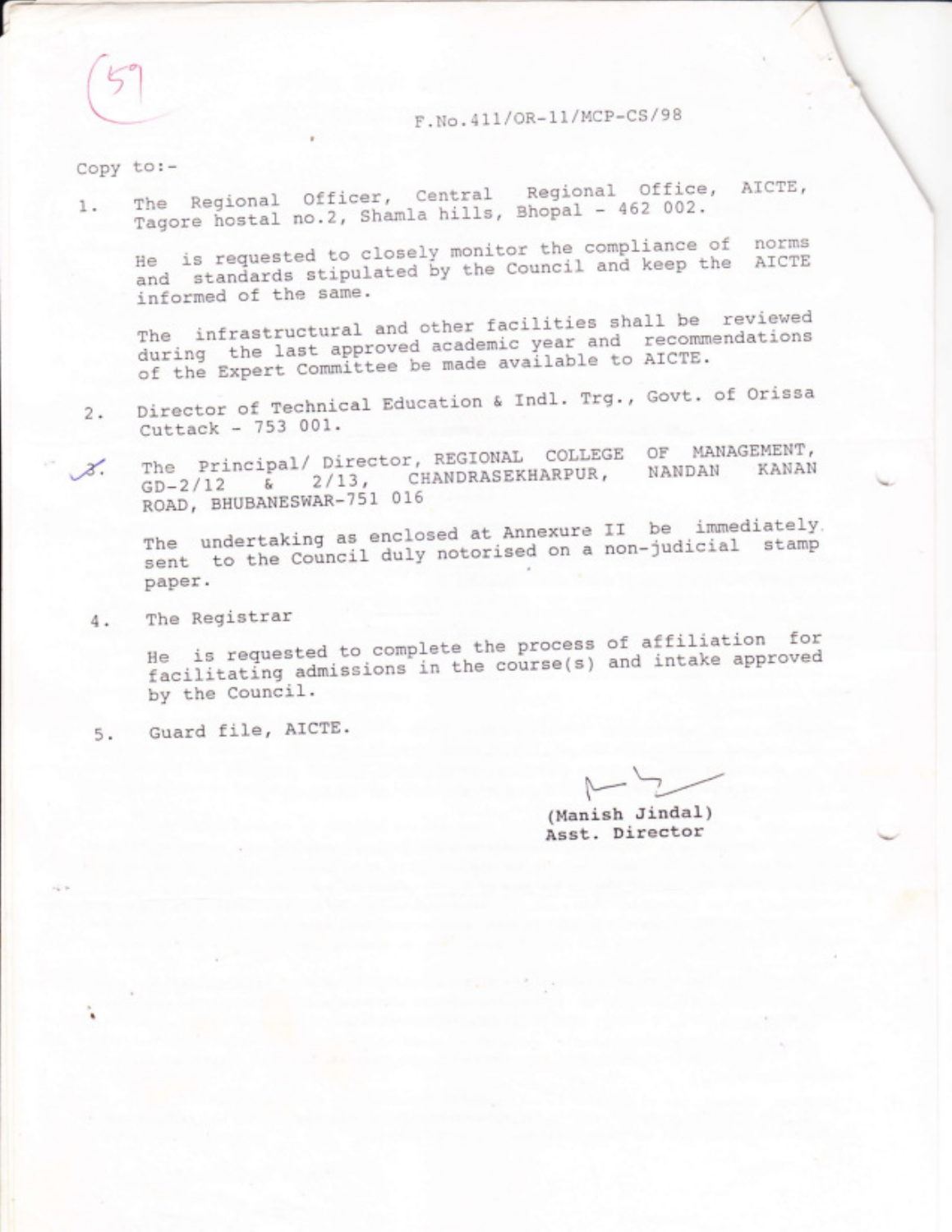F.No.411/OR-11/MCP-CS/98

Copy to:-

1. The Regional Officer, Central Regional Office, AICTE, Tagore hostal no.2, Shamla hills, Bhopal - 462 002.

   He is requested to closely monitor the compliance of norms and standards stipulated by the Council and keep the AICTE informed of the same.

   The infrastructural and other facilities shall be reviewed during the last approved academic year and recommendations of the Expert Committee be made available to AICTE.

2. Director of Technical Education & Indl. Trg., Govt. of Orissa Cuttack - 753 001.

3. The Principal/ Director, REGIONAL COLLEGE OF MANAGEMENT, GD-2/12 & 2/13, CHANDRASEKHARPUR, NANDAN KANAN ROAD, BHUBANESWAR-751 016

   The undertaking as enclosed at Annexure II be immediately sent to the Council duly notorised on a non-judicial stamp paper.

4. The Registrar

   He is requested to complete the process of affiliation for facilitating admissions in the course(s) and intake approved by the Council.

5. Guard file, AICTE.

(Manish Jindal)
Asst. Director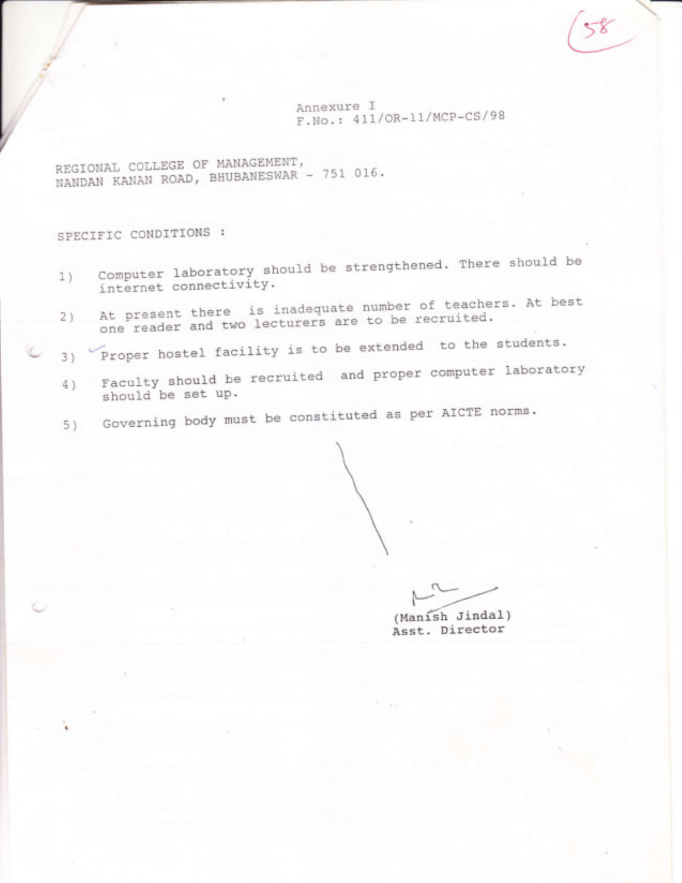Annexure I
F.No.: 411/OR-11/MCP-CS/98

REGIONAL COLLEGE OF MANAGEMENT,
NANDAN KANAN ROAD, BHUBANESWAR - 751 016.

SPECIFIC CONDITIONS :

1) Computer laboratory should be strengthened. There should be internet connectivity.
2) At present there is inadequate number of teachers. At best one reader and two lecturers are to be recruited.
3) Proper hostel facility is to be extended to the students.
4) Faculty should be recruited and proper computer laboratory should be set up.
5) Governing body must be constituted as per AICTE norms.

(Manish Jindal)
Asst. Director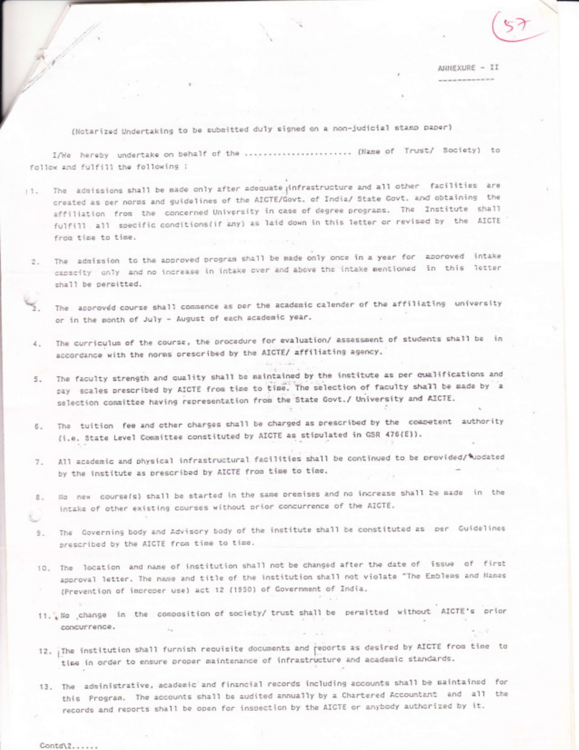ANNEXURE - II

(Notarized Undertaking to be submitted duly signed on a non-judicial stamp paper)

I/We hereby undertake on behalf of the ........................ (Name of Trust/ Society) to follow and fulfill the following :

1. The admissions shall be made only after adequate infrastructure and all other facilities are created as per norms and guidelines of the AICTE/Govt. of India/ State Govt. and obtaining the affiliation from the concerned University in case of degree programs. The Institute shall fulfill all specific conditions(if any) as laid down in this letter or revised by the AICTE from time to time.

2. The admission to the approved program shall be made only once in a year for approved intake capacity only and no increase in intake over and above the intake mentioned in this letter shall be permitted.

3. The approved course shall commence as per the academic calender of the affiliating university or in the month of July - August of each academic year.

4. The curriculum of the course, the procedure for evaluation/ assessment of students shall be in accordance with the norms prescribed by the AICTE/ affiliating agency.

5. The faculty strength and quality shall be maintained by the institute as per qualifications and pay scales prescribed by AICTE from time to time. The selection of faculty shall be made by a selection committee having representation from the State Govt./ University and AICTE.

6. The tuition fee and other charges shall be charged as prescribed by the competent authority (i.e. State Level Committee constituted by AICTE as stipulated in GSR 476(E)).

7. All academic and physical infrastructural facilities shall be continued to be provided/updated by the institute as prescribed by AICTE from time to time.

8. No new course(s) shall be started in the same premises and no increase shall be made in the intake of other existing courses without prior concurrence of the AICTE.

9. The Governing body and Advisory body of the institute shall be constituted as per Guidelines prescribed by the AICTE from time to time.

10. The location and name of institution shall not be changed after the date of issue of first approval letter. The name and title of the institution shall not violate "The Emblems and Names (Prevention of improper use) act 12 (1950) of Government of India.

11. No change in the composition of society/ trust shall be permitted without AICTE's prior concurrence.

12. The institution shall furnish requisite documents and reports as desired by AICTE from time to time in order to ensure proper maintenance of infrastructure and academic standards.

13. The administrative, academic and financial records including accounts shall be maintained for this Program. The accounts shall be audited annually by a Chartered Accountant and all the records and reports shall be open for inspection by the AICTE or anybody authorized by it.

Contd\2......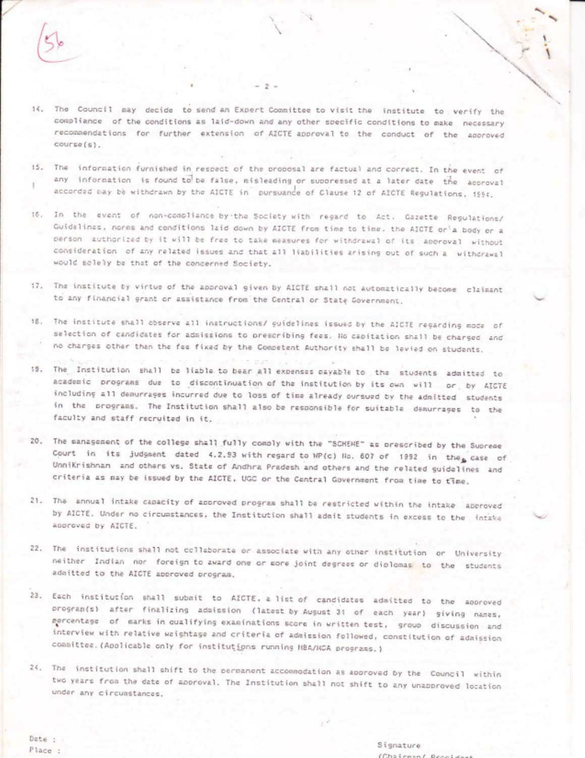14. The Council may decide to send an Expert Committee to visit the institute to verify the compliance of the conditions as laid-down and any other specific conditions to make necessary recommendations for further extension of AICTE approval to the conduct of the approved course(s).

15. The information furnished in respect of the proposal are factual and correct. In the event of any information is found to be false, misleading or suppressed at a later date the approval accorded may be withdrawn by the AICTE in pursuance of Clause 12 of AICTE Regulations, 1994.

16. In the event of non-compliance by the Society with regard to Act, Gazette Regulations/ Guidelines, norms and conditions laid down by AICTE from time to time, the AICTE or a body or a person authorized by it will be free to take measures for withdrawal of its approval without consideration of any related issues and that all liabilities arising out of such a withdrawal would solely be that of the concerned Society.

17. The institute by virtue of the approval given by AICTE shall not automatically become claimant to any financial grant or assistance from the Central or State Government.

18. The institute shall observe all instructions/ guidelines issued by the AICTE regarding mode of selection of candidates for admissions to prescribing fees. No capitation shall be charged and no charges other than the fee fixed by the Competent Authority shall be levied on students.

19. The Institution shall be liable to bear all expenses payable to the students admitted to academic programs due to discontinuation of the institution by its own will or by AICTE including all demurrages incurred due to loss of time already pursued by the admitted students in the programs. The Institution shall also be responsible for suitable demurrages to the faculty and staff recruited in it.

20. The management of the college shall fully comply with the "SCHEME" as prescribed by the Supreme Court in its judgment dated 4.2.93 with regard to WP(c) No. 607 of 1992 in the case of Unnikrishnan and others vs. State of Andhra Pradesh and others and the related guidelines and criteria as may be issued by the AICTE, UGC or the Central Government from time to time.

21. The annual intake capacity of approved program shall be restricted within the intake approved by AICTE. Under no circumstances, the Institution shall admit students in excess to the intake approved by AICTE.

22. The institutions shall not collaborate or associate with any other institution or University neither Indian nor foreign to award one or more joint degrees or diplomas to the students admitted to the AICTE approved program.

23. Each institution shall submit to AICTE, a list of candidates admitted to the approved program(s) after finalizing admission (latest by August 31 of each year) giving names, percentage of marks in qualifying examinations score in written test, group discussion and interview with relative weightage and criteria of admission followed, constitution of admission committee. (Applicable only for institutions running MBA/MCA programs.)

24. The institution shall shift to the permanent accommodation as approved by the Council within two years from the date of approval. The Institution shall not shift to any unapproved location under any circumstances.

Date :
Place :

Signature
(Chairman/ President